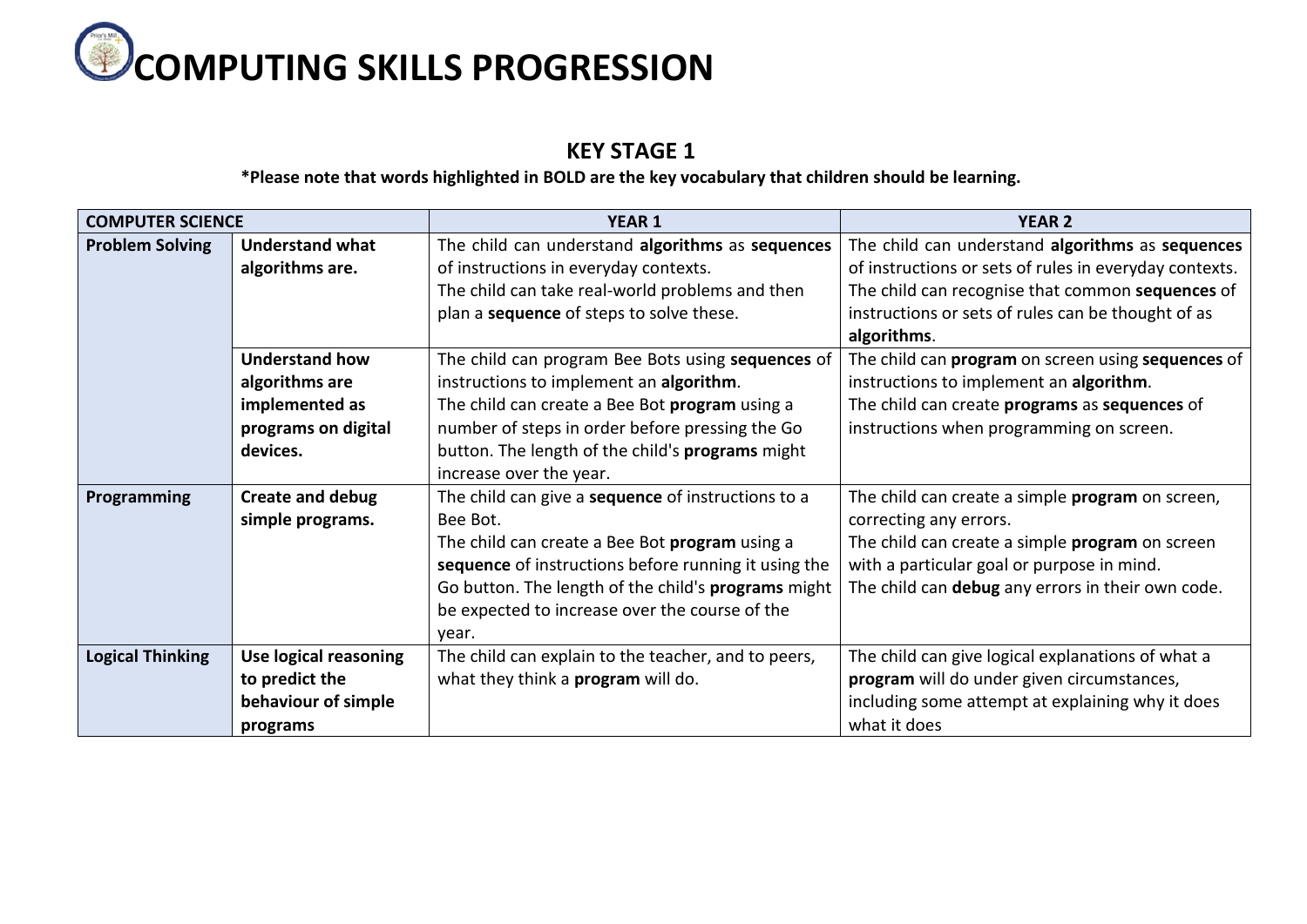# COMPUTING SKILLS PROGRESSION

## KEY STAGE 1

**\*Please note that words highlighted in BOLD are the key vocabulary that children should be learning.**

| COMPUTER SCIENCE | | YEAR 1 | YEAR 2 |
|---|---|---|---|
| **Problem Solving** | **Understand what algorithms are.** | The child can understand **algorithms** as **sequences** of instructions in everyday contexts.<br>The child can take real-world problems and then plan a **sequence** of steps to solve these. | The child can understand **algorithms** as **sequences** of instructions or sets of rules in everyday contexts.<br>The child can recognise that common **sequences** of instructions or sets of rules can be thought of as **algorithms**. |
| | **Understand how algorithms are implemented as programs on digital devices.** | The child can program Bee Bots using **sequences** of instructions to implement an **algorithm**.<br>The child can create a Bee Bot **program** using a number of steps in order before pressing the Go button. The length of the child's **programs** might increase over the year. | The child can **program** on screen using **sequences** of instructions to implement an **algorithm**.<br>The child can create **programs** as **sequences** of instructions when programming on screen. |
| **Programming** | **Create and debug simple programs.** | The child can give a **sequence** of instructions to a Bee Bot.<br>The child can create a Bee Bot **program** using a **sequence** of instructions before running it using the Go button. The length of the child's **programs** might be expected to increase over the course of the year. | The child can create a simple **program** on screen, correcting any errors.<br>The child can create a simple **program** on screen with a particular goal or purpose in mind.<br>The child can **debug** any errors in their own code. |
| **Logical Thinking** | **Use logical reasoning to predict the behaviour of simple programs** | The child can explain to the teacher, and to peers, what they think a **program** will do. | The child can give logical explanations of what a **program** will do under given circumstances, including some attempt at explaining why it does what it does |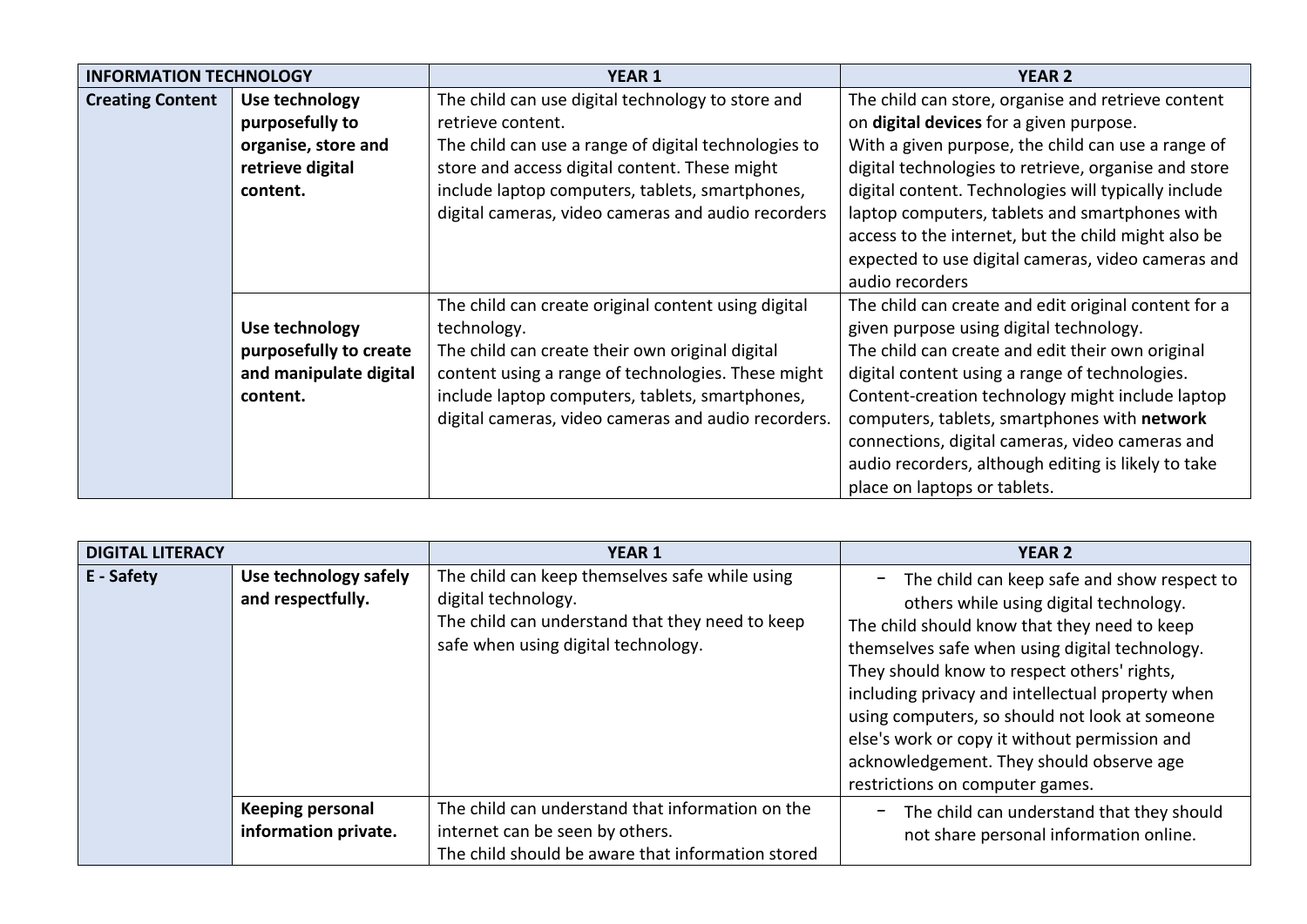| INFORMATION TECHNOLOGY | | YEAR 1 | YEAR 2 |
|---|---|---|---|
| **Creating Content** | **Use technology purposefully to organise, store and retrieve digital content.** | The child can use digital technology to store and retrieve content.<br>The child can use a range of digital technologies to store and access digital content. These might include laptop computers, tablets, smartphones, digital cameras, video cameras and audio recorders | The child can store, organise and retrieve content on **digital devices** for a given purpose.<br>With a given purpose, the child can use a range of digital technologies to retrieve, organise and store digital content. Technologies will typically include laptop computers, tablets and smartphones with access to the internet, but the child might also be expected to use digital cameras, video cameras and audio recorders |
| | **Use technology purposefully to create and manipulate digital content.** | The child can create original content using digital technology.<br>The child can create their own original digital content using a range of technologies. These might include laptop computers, tablets, smartphones, digital cameras, video cameras and audio recorders. | The child can create and edit original content for a given purpose using digital technology.<br>The child can create and edit their own original digital content using a range of technologies. Content-creation technology might include laptop computers, tablets, smartphones with **network** connections, digital cameras, video cameras and audio recorders, although editing is likely to take place on laptops or tablets. |

| DIGITAL LITERACY | | YEAR 1 | YEAR 2 |
|---|---|---|---|
| **E - Safety** | **Use technology safely and respectfully.** | The child can keep themselves safe while using digital technology.<br>The child can understand that they need to keep safe when using digital technology. | - The child can keep safe and show respect to others while using digital technology.<br>The child should know that they need to keep themselves safe when using digital technology. They should know to respect others' rights, including privacy and intellectual property when using computers, so should not look at someone else's work or copy it without permission and acknowledgement. They should observe age restrictions on computer games. |
| | **Keeping personal information private.** | The child can understand that information on the internet can be seen by others.<br>The child should be aware that information stored | - The child can understand that they should not share personal information online. |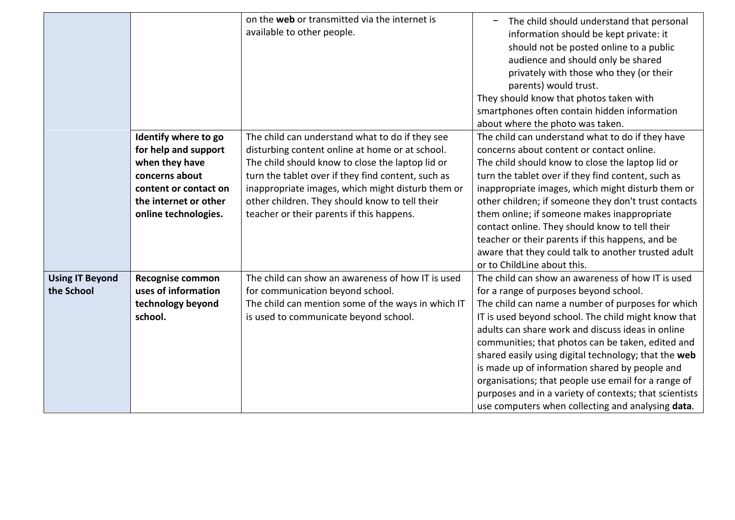| | | | |
|---|---|---|---|
| | | on the **web** or transmitted via the internet is available to other people. | − The child should understand that personal information should be kept private: it should not be posted online to a public audience and should only be shared privately with those who they (or their parents) would trust.<br>They should know that photos taken with smartphones often contain hidden information about where the photo was taken. |
| | **Identify where to go for help and support when they have concerns about content or contact on the internet or other online technologies.** | The child can understand what to do if they see disturbing content online at home or at school.<br>The child should know to close the laptop lid or turn the tablet over if they find content, such as inappropriate images, which might disturb them or other children. They should know to tell their teacher or their parents if this happens. | The child can understand what to do if they have concerns about content or contact online.<br>The child should know to close the laptop lid or turn the tablet over if they find content, such as inappropriate images, which might disturb them or other children; if someone they don't trust contacts them online; if someone makes inappropriate contact online. They should know to tell their teacher or their parents if this happens, and be aware that they could talk to another trusted adult or to ChildLine about this. |
| **Using IT Beyond the School** | **Recognise common uses of information technology beyond school.** | The child can show an awareness of how IT is used for communication beyond school.<br>The child can mention some of the ways in which IT is used to communicate beyond school. | The child can show an awareness of how IT is used for a range of purposes beyond school.<br>The child can name a number of purposes for which IT is used beyond school. The child might know that adults can share work and discuss ideas in online communities; that photos can be taken, edited and shared easily using digital technology; that the **web** is made up of information shared by people and organisations; that people use email for a range of purposes and in a variety of contexts; that scientists use computers when collecting and analysing **data**. |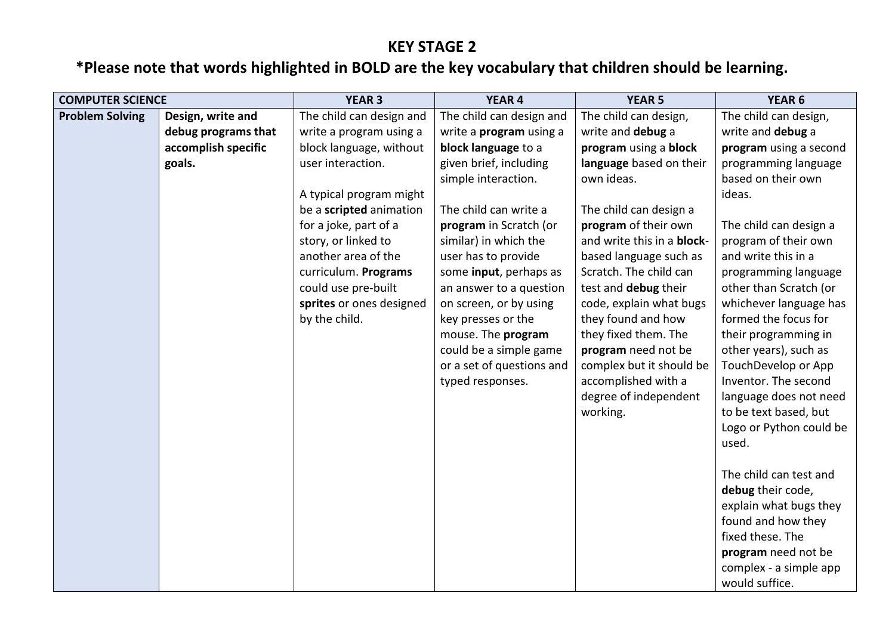# KEY STAGE 2

## *Please note that words highlighted in BOLD are the key vocabulary that children should be learning.

| COMPUTER SCIENCE | | YEAR 3 | YEAR 4 | YEAR 5 | YEAR 6 |
|---|---|---|---|---|---|
| **Problem Solving** | **Design, write and debug programs that accomplish specific goals.** | The child can design and write a program using a block language, without user interaction.<br><br>A typical program might be a **scripted** animation for a joke, part of a story, or linked to another area of the curriculum. **Programs** could use pre-built **sprites** or ones designed by the child. | The child can design and write a **program** using a **block language** to a given brief, including simple interaction.<br><br>The child can write a **program** in Scratch (or similar) in which the user has to provide some **input**, perhaps as an answer to a question on screen, or by using key presses or the mouse. The **program** could be a simple game or a set of questions and typed responses. | The child can design, write and **debug** a **program** using a **block language** based on their own ideas.<br><br>The child can design a **program** of their own and write this in a **block**-based language such as Scratch. The child can test and **debug** their code, explain what bugs they found and how they fixed them. The **program** need not be complex but it should be accomplished with a degree of independent working. | The child can design, write and **debug** a **program** using a second programming language based on their own ideas.<br><br>The child can design a program of their own and write this in a programming language other than Scratch (or whichever language has formed the focus for their programming in other years), such as TouchDevelop or App Inventor. The second language does not need to be text based, but Logo or Python could be used.<br><br>The child can test and **debug** their code, explain what bugs they found and how they fixed these. The **program** need not be complex - a simple app would suffice. |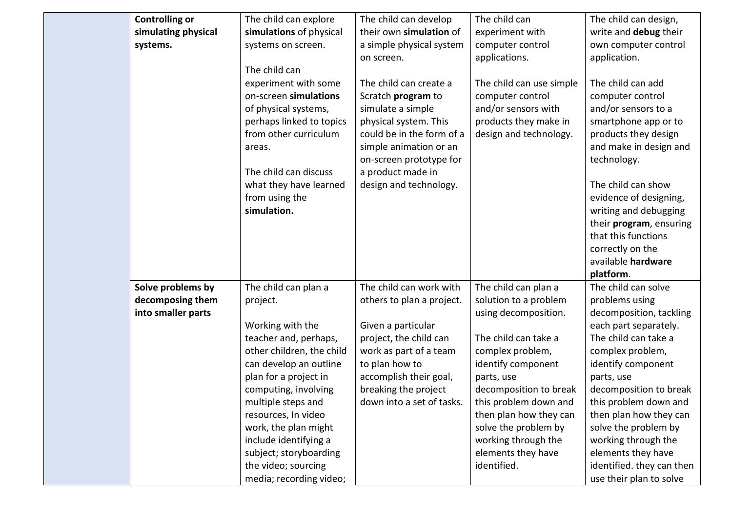| | | | | | |
|---|---|---|---|---|---|
| | **Controlling or simulating physical systems.** | The child can explore **simulations** of physical systems on screen.<br><br>The child can experiment with some on-screen **simulations** of physical systems, perhaps linked to topics from other curriculum areas.<br><br>The child can discuss what they have learned from using the **simulation.** | The child can develop their own **simulation** of a simple physical system on screen.<br><br>The child can create a Scratch **program** to simulate a simple physical system. This could be in the form of a simple animation or an on-screen prototype for a product made in design and technology. | The child can experiment with computer control applications.<br><br>The child can use simple computer control and/or sensors with products they make in design and technology. | The child can design, write and **debug** their own computer control application.<br><br>The child can add computer control and/or sensors to a smartphone app or to products they design and make in design and technology.<br><br>The child can show evidence of designing, writing and debugging their **program**, ensuring that this functions correctly on the available **hardware platform**. |
| | **Solve problems by decomposing them into smaller parts** | The child can plan a project.<br><br>Working with the teacher and, perhaps, other children, the child can develop an outline plan for a project in computing, involving multiple steps and resources, In video work, the plan might include identifying a subject; storyboarding the video; sourcing media; recording video; | The child can work with others to plan a project.<br><br>Given a particular project, the child can work as part of a team to plan how to accomplish their goal, breaking the project down into a set of tasks. | The child can plan a solution to a problem using decomposition.<br><br>The child can take a complex problem, identify component parts, use decomposition to break this problem down and then plan how they can solve the problem by working through the elements they have identified. | The child can solve problems using decomposition, tackling each part separately. The child can take a complex problem, identify component parts, use decomposition to break this problem down and then plan how they can solve the problem by working through the elements they have identified. they can then use their plan to solve |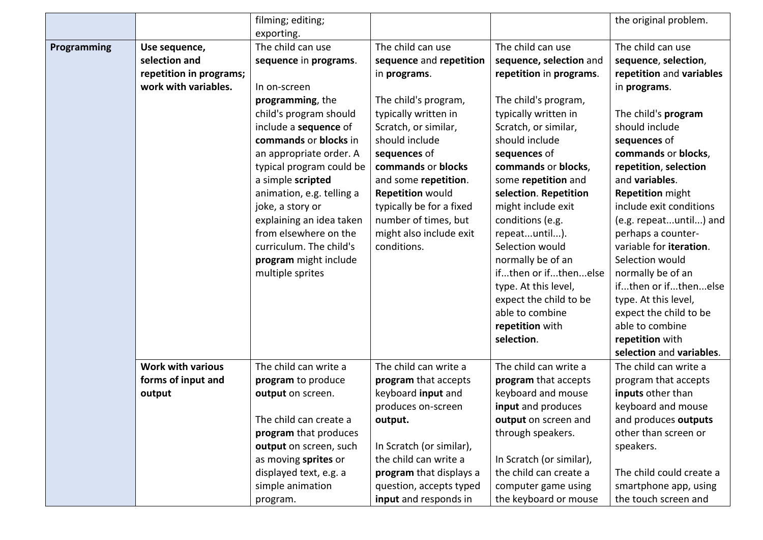| | | | | | |
|---|---|---|---|---|---|
| | | filming; editing; exporting. | | | the original problem. |
| **Programming** | **Use sequence, selection and repetition in programs; work with variables.** | The child can use **sequence** in **programs**.<br><br>In on-screen **programming**, the child's program should include a **sequence** of **commands** or **blocks** in an appropriate order. A typical program could be a simple **scripted** animation, e.g. telling a joke, a story or explaining an idea taken from elsewhere on the curriculum. The child's **program** might include multiple sprites | The child can use **sequence** and **repetition** in **programs**.<br><br>The child's program, typically written in Scratch, or similar, should include **sequences** of **commands** or **blocks** and some **repetition**. **Repetition** would typically be for a fixed number of times, but might also include exit conditions. | The child can use **sequence, selection** and **repetition** in **programs**.<br><br>The child's program, typically written in Scratch, or similar, should include **sequences** of **commands** or **blocks**, some **repetition** and **selection**. **Repetition** might include exit conditions (e.g. repeat...until...). Selection would normally be of an if...then or if...then...else type. At this level, expect the child to be able to combine **repetition** with **selection**. | The child can use **sequence**, **selection**, **repetition** and **variables** in **programs**.<br><br>The child's **program** should include **sequences** of **commands** or **blocks**, **repetition**, **selection** and **variables**. **Repetition** might include exit conditions (e.g. repeat...until...) and perhaps a counter-variable for **iteration**. Selection would normally be of an if...then or if...then...else type. At this level, expect the child to be able to combine **repetition** with **selection** and **variables**. |
| | **Work with various forms of input and output** | The child can write a **program** to produce **output** on screen.<br><br>The child can create a **program** that produces **output** on screen, such as moving **sprites** or displayed text, e.g. a simple animation program. | The child can write a **program** that accepts keyboard **input** and produces on-screen **output.**<br><br>In Scratch (or similar), the child can write a **program** that displays a question, accepts typed **input** and responds in | The child can write a **program** that accepts keyboard and mouse **input** and produces **output** on screen and through speakers.<br><br>In Scratch (or similar), the child can create a computer game using the keyboard or mouse | The child can write a program that accepts **inputs** other than keyboard and mouse and produces **outputs** other than screen or speakers.<br><br>The child could create a smartphone app, using the touch screen and |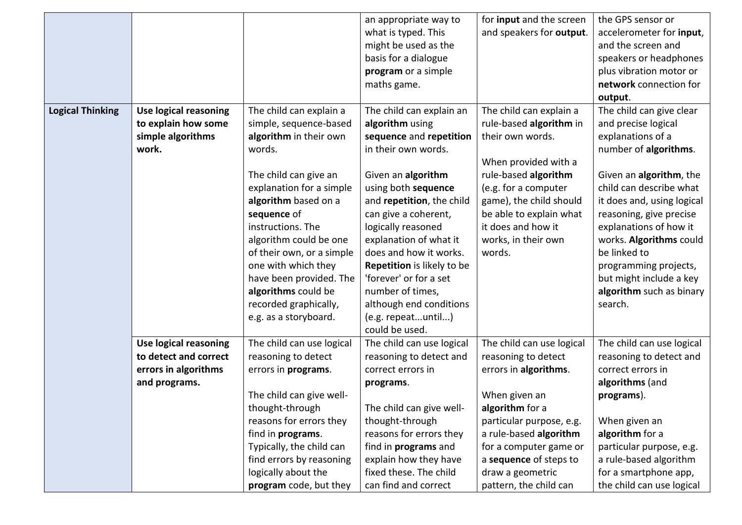|  |  |  | an appropriate way to what is typed. This might be used as the basis for a dialogue **program** or a simple maths game. | for **input** and the screen and speakers for **output**. | the GPS sensor or accelerometer for **input**, and the screen and speakers or headphones plus vibration motor or **network** connection for **output**. |
|---|---|---|---|---|---|
| **Logical Thinking** | **Use logical reasoning to explain how some simple algorithms work.** | The child can explain a simple, sequence-based **algorithm** in their own words.<br><br>The child can give an explanation for a simple **algorithm** based on a **sequence** of instructions. The algorithm could be one of their own, or a simple one with which they have been provided. The **algorithms** could be recorded graphically, e.g. as a storyboard. | The child can explain an **algorithm** using **sequence** and **repetition** in their own words.<br><br>Given an **algorithm** using both **sequence** and **repetition**, the child can give a coherent, logically reasoned explanation of what it does and how it works. **Repetition** is likely to be 'forever' or for a set number of times, although end conditions (e.g. repeat...until...) could be used. | The child can explain a rule-based **algorithm** in their own words.<br><br>When provided with a rule-based **algorithm** (e.g. for a computer game), the child should be able to explain what it does and how it works, in their own words. | The child can give clear and precise logical explanations of a number of **algorithms**.<br><br>Given an **algorithm**, the child can describe what it does and, using logical reasoning, give precise explanations of how it works. **Algorithms** could be linked to programming projects, but might include a key **algorithm** such as binary search. |
|  | **Use logical reasoning to detect and correct errors in algorithms and programs.** | The child can use logical reasoning to detect errors in **programs**.<br><br>The child can give well-thought-through reasons for errors they find in **programs**. Typically, the child can find errors by reasoning logically about the **program** code, but they | The child can use logical reasoning to detect and correct errors in **programs**.<br><br>The child can give well-thought-through reasons for errors they find in **programs** and explain how they have fixed these. The child can find and correct | The child can use logical reasoning to detect errors in **algorithms**.<br><br>When given an **algorithm** for a particular purpose, e.g. a rule-based **algorithm** for a computer game or a **sequence** of steps to draw a geometric pattern, the child can | The child can use logical reasoning to detect and correct errors in **algorithms** (and **programs**).<br><br>When given an **algorithm** for a particular purpose, e.g. a rule-based algorithm for a smartphone app, the child can use logical |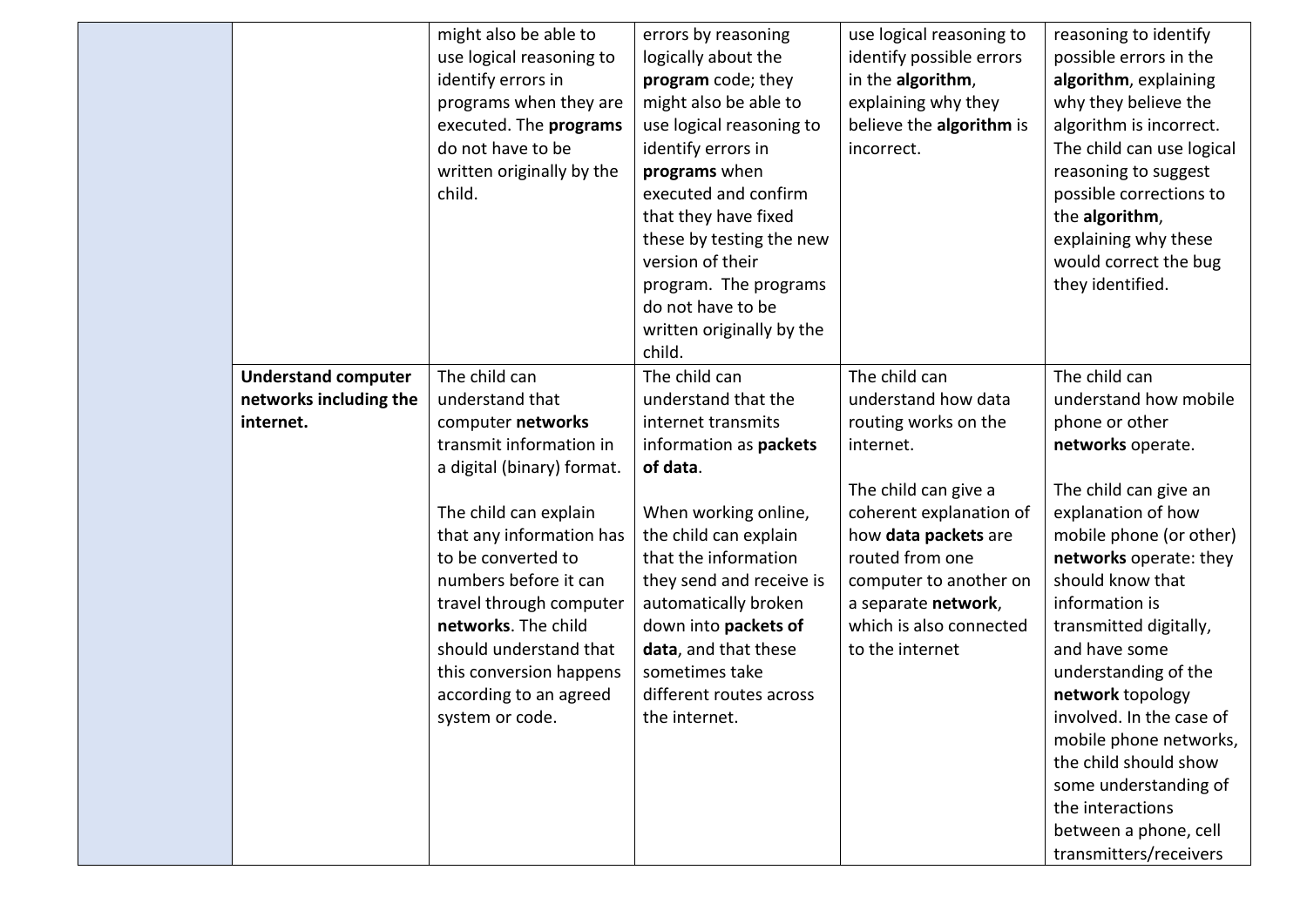|  |  |  |  |  |  |
|---|---|---|---|---|---|
|  |  | might also be able to use logical reasoning to identify errors in programs when they are executed. The **programs** do not have to be written originally by the child. | errors by reasoning logically about the **program** code; they might also be able to use logical reasoning to identify errors in **programs** when executed and confirm that they have fixed these by testing the new version of their program. The programs do not have to be written originally by the child. | use logical reasoning to identify possible errors in the **algorithm**, explaining why they believe the **algorithm** is incorrect. | reasoning to identify possible errors in the **algorithm**, explaining why they believe the algorithm is incorrect. The child can use logical reasoning to suggest possible corrections to the **algorithm**, explaining why these would correct the bug they identified. |
|  | **Understand computer networks including the internet.** | The child can understand that computer **networks** transmit information in a digital (binary) format.<br><br>The child can explain that any information has to be converted to numbers before it can travel through computer **networks**. The child should understand that this conversion happens according to an agreed system or code. | The child can understand that the internet transmits information as **packets of data**.<br><br>When working online, the child can explain that the information they send and receive is automatically broken down into **packets of data**, and that these sometimes take different routes across the internet. | The child can understand how data routing works on the internet.<br><br>The child can give a coherent explanation of how **data packets** are routed from one computer to another on a separate **network**, which is also connected to the internet | The child can understand how mobile phone or other **networks** operate.<br><br>The child can give an explanation of how mobile phone (or other) **networks** operate: they should know that information is transmitted digitally, and have some understanding of the **network** topology involved. In the case of mobile phone networks, the child should show some understanding of the interactions between a phone, cell transmitters/receivers |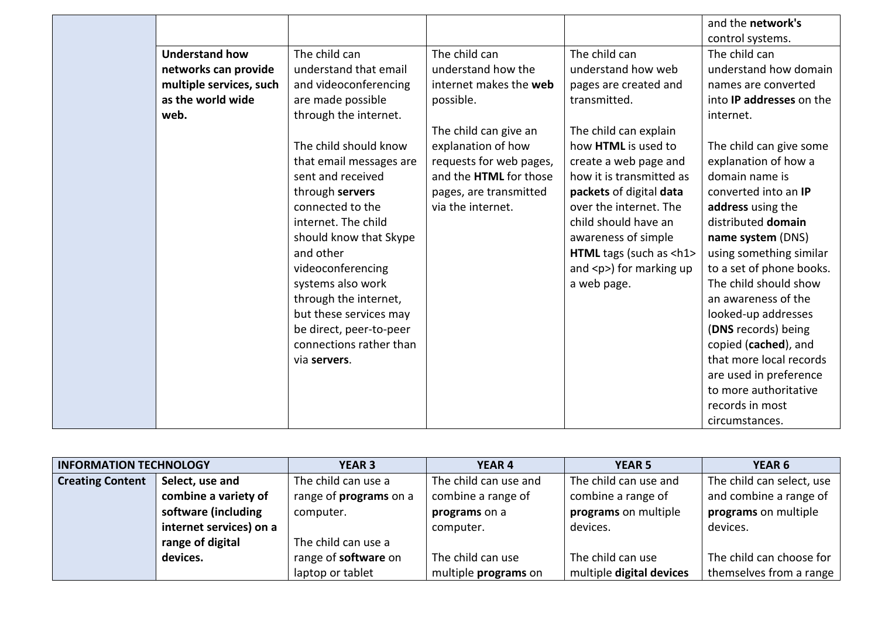| | | | | | |
|---|---|---|---|---|---|
| | | | | | and the **network's** control systems. |
| | **Understand how networks can provide multiple services, such as the world wide web.** | The child can understand that email and videoconferencing are made possible through the internet.<br><br>The child should know that email messages are sent and received through **servers** connected to the internet. The child should know that Skype and other videoconferencing systems also work through the internet, but these services may be direct, peer-to-peer connections rather than via **servers**. | The child can understand how the internet makes the **web** possible.<br><br>The child can give an explanation of how requests for web pages, and the **HTML** for those pages, are transmitted via the internet. | The child can understand how web pages are created and transmitted.<br><br>The child can explain how **HTML** is used to create a web page and how it is transmitted as **packets** of digital **data** over the internet. The child should have an awareness of simple **HTML** tags (such as <h1> and <p>) for marking up a web page. | The child can understand how domain names are converted into **IP addresses** on the internet.<br><br>The child can give some explanation of how a domain name is converted into an **IP address** using the distributed **domain name system** (DNS) using something similar to a set of phone books. The child should show an awareness of the looked-up addresses (**DNS** records) being copied (**cached**), and that more local records are used in preference to more authoritative records in most circumstances. |

| **INFORMATION TECHNOLOGY** | | **YEAR 3** | **YEAR 4** | **YEAR 5** | **YEAR 6** |
|---|---|---|---|---|---|
| **Creating Content** | **Select, use and combine a variety of software (including internet services) on a range of digital devices.** | The child can use a range of **programs** on a computer.<br><br>The child can use a range of **software** on laptop or tablet | The child can use and combine a range of **programs** on a computer.<br><br>The child can use multiple **programs** on | The child can use and combine a range of **programs** on multiple devices.<br><br>The child can use multiple **digital devices** | The child can select, use and combine a range of **programs** on multiple devices.<br><br>The child can choose for themselves from a range |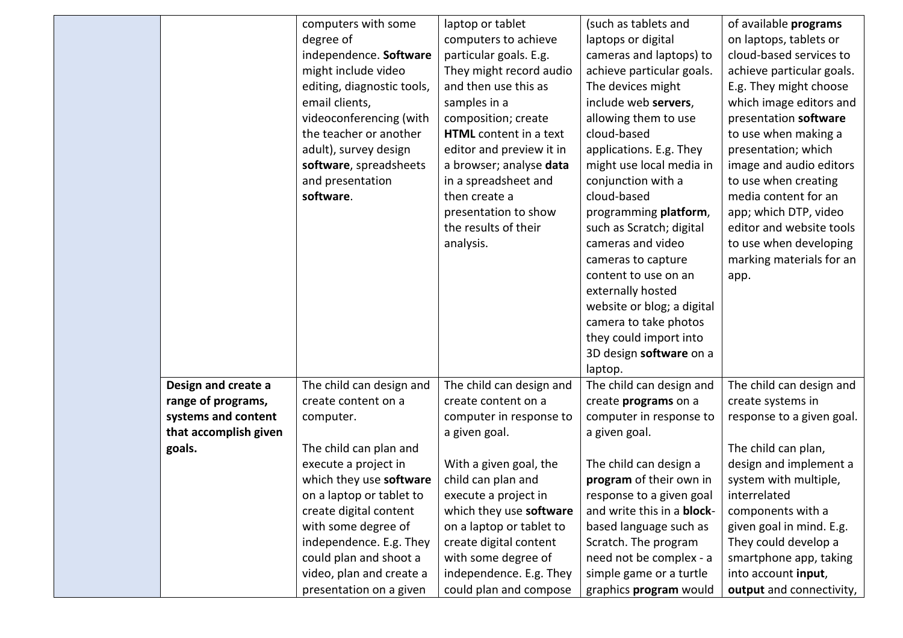| | | | | | |
|---|---|---|---|---|---|
| | | computers with some degree of independence. **Software** might include video editing, diagnostic tools, email clients, videoconferencing (with the teacher or another adult), survey design **software**, spreadsheets and presentation **software**. | laptop or tablet computers to achieve particular goals. E.g. They might record audio and then use this as samples in a composition; create **HTML** content in a text editor and preview it in a browser; analyse **data** in a spreadsheet and then create a presentation to show the results of their analysis. | (such as tablets and laptops or digital cameras and laptops) to achieve particular goals. The devices might include web **servers**, allowing them to use cloud-based applications. E.g. They might use local media in conjunction with a cloud-based programming **platform**, such as Scratch; digital cameras and video cameras to capture content to use on an externally hosted website or blog; a digital camera to take photos they could import into 3D design **software** on a laptop. | of available **programs** on laptops, tablets or cloud-based services to achieve particular goals. E.g. They might choose which image editors and presentation **software** to use when making a presentation; which image and audio editors to use when creating media content for an app; which DTP, video editor and website tools to use when developing marking materials for an app. |
| | **Design and create a range of programs, systems and content that accomplish given goals.** | The child can design and create content on a computer.<br><br>The child can plan and execute a project in which they use **software** on a laptop or tablet to create digital content with some degree of independence. E.g. They could plan and shoot a video, plan and create a presentation on a given | The child can design and create content on a computer in response to a given goal.<br><br>With a given goal, the child can plan and execute a project in which they use **software** on a laptop or tablet to create digital content with some degree of independence. E.g. They could plan and compose | The child can design and create **programs** on a computer in response to a given goal.<br><br>The child can design a **program** of their own in response to a given goal and write this in a **block**-based language such as Scratch. The program need not be complex - a simple game or a turtle graphics **program** would | The child can design and create systems in response to a given goal.<br><br>The child can plan, design and implement a system with multiple, interrelated components with a given goal in mind. E.g. They could develop a smartphone app, taking into account **input**, **output** and connectivity, |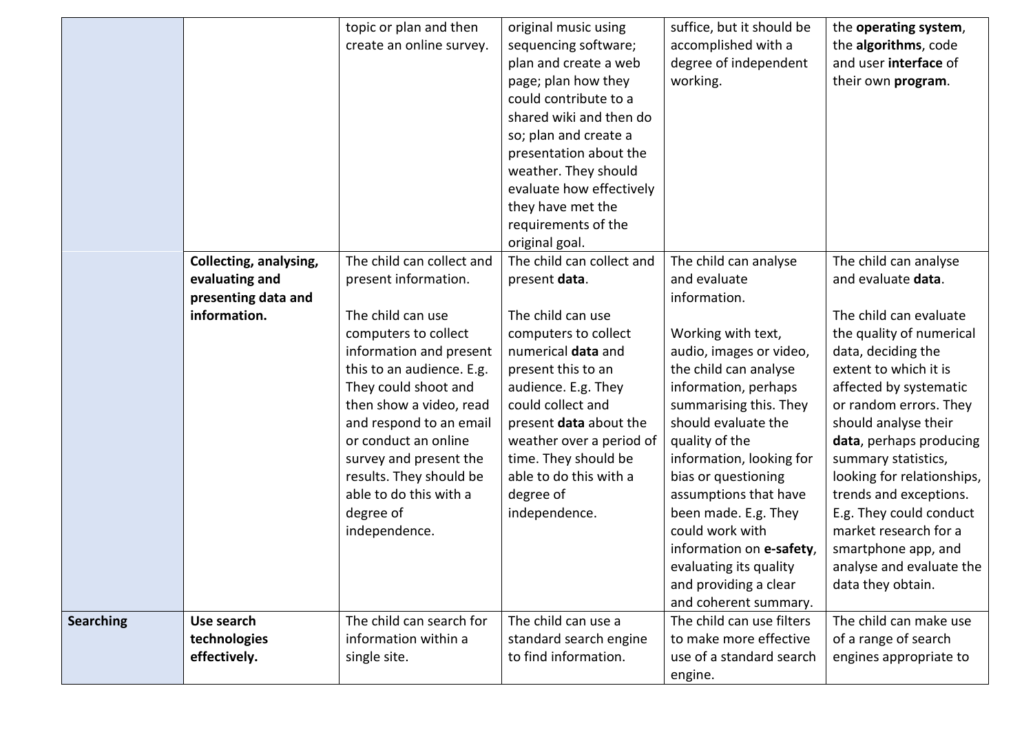| | | | | | |
|---|---|---|---|---|---|
| | | topic or plan and then create an online survey. | original music using sequencing software; plan and create a web page; plan how they could contribute to a shared wiki and then do so; plan and create a presentation about the weather. They should evaluate how effectively they have met the requirements of the original goal. | suffice, but it should be accomplished with a degree of independent working. | the **operating system**, the **algorithms**, code and user **interface** of their own **program**. |
| | **Collecting, analysing, evaluating and presenting data and information.** | The child can collect and present information.<br><br>The child can use computers to collect information and present this to an audience. E.g. They could shoot and then show a video, read and respond to an email or conduct an online survey and present the results. They should be able to do this with a degree of independence. | The child can collect and present **data**.<br><br>The child can use computers to collect numerical **data** and present this to an audience. E.g. They could collect and present **data** about the weather over a period of time. They should be able to do this with a degree of independence. | The child can analyse and evaluate information.<br><br>Working with text, audio, images or video, the child can analyse information, perhaps summarising this. They should evaluate the quality of the information, looking for bias or questioning assumptions that have been made. E.g. They could work with information on **e-safety**, evaluating its quality and providing a clear and coherent summary. | The child can analyse and evaluate **data**.<br><br>The child can evaluate the quality of numerical data, deciding the extent to which it is affected by systematic or random errors. They should analyse their **data**, perhaps producing summary statistics, looking for relationships, trends and exceptions. E.g. They could conduct market research for a smartphone app, and analyse and evaluate the data they obtain. |
| **Searching** | **Use search technologies effectively.** | The child can search for information within a single site. | The child can use a standard search engine to find information. | The child can use filters to make more effective use of a standard search engine. | The child can make use of a range of search engines appropriate to |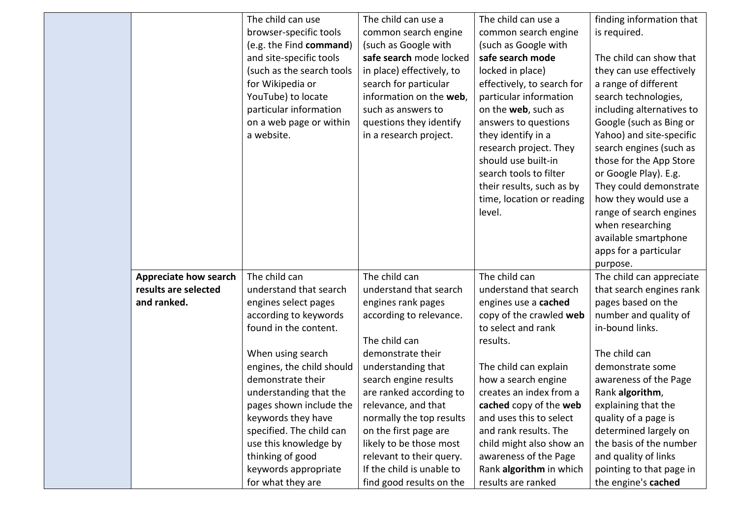| | | | | | |
|---|---|---|---|---|---|
| | | The child can use browser-specific tools (e.g. the Find **command**) and site-specific tools (such as the search tools for Wikipedia or YouTube) to locate particular information on a web page or within a website. | The child can use a common search engine (such as Google with **safe search** mode locked in place) effectively, to search for particular information on the **web**, such as answers to questions they identify in a research project. | The child can use a common search engine (such as Google with **safe search mode** locked in place) effectively, to search for particular information on the **web**, such as answers to questions they identify in a research project. They should use built-in search tools to filter their results, such as by time, location or reading level. | finding information that is required.<br><br>The child can show that they can use effectively a range of different search technologies, including alternatives to Google (such as Bing or Yahoo) and site-specific search engines (such as those for the App Store or Google Play). E.g. They could demonstrate how they would use a range of search engines when researching available smartphone apps for a particular purpose. |
| | **Appreciate how search results are selected and ranked.** | The child can understand that search engines select pages according to keywords found in the content.<br><br>When using search engines, the child should demonstrate their understanding that the pages shown include the keywords they have specified. The child can use this knowledge by thinking of good keywords appropriate for what they are | The child can understand that search engines rank pages according to relevance.<br><br>The child can demonstrate their understanding that search engine results are ranked according to relevance, and that normally the top results on the first page are likely to be those most relevant to their query. If the child is unable to find good results on the | The child can understand that search engines use a **cached** copy of the crawled **web** to select and rank results.<br><br>The child can explain how a search engine creates an index from a **cached** copy of the **web** and uses this to select and rank results. The child might also show an awareness of the Page Rank **algorithm** in which results are ranked | The child can appreciate that search engines rank pages based on the number and quality of in-bound links.<br><br>The child can demonstrate some awareness of the Page Rank **algorithm**, explaining that the quality of a page is determined largely on the basis of the number and quality of links pointing to that page in the engine's **cached** |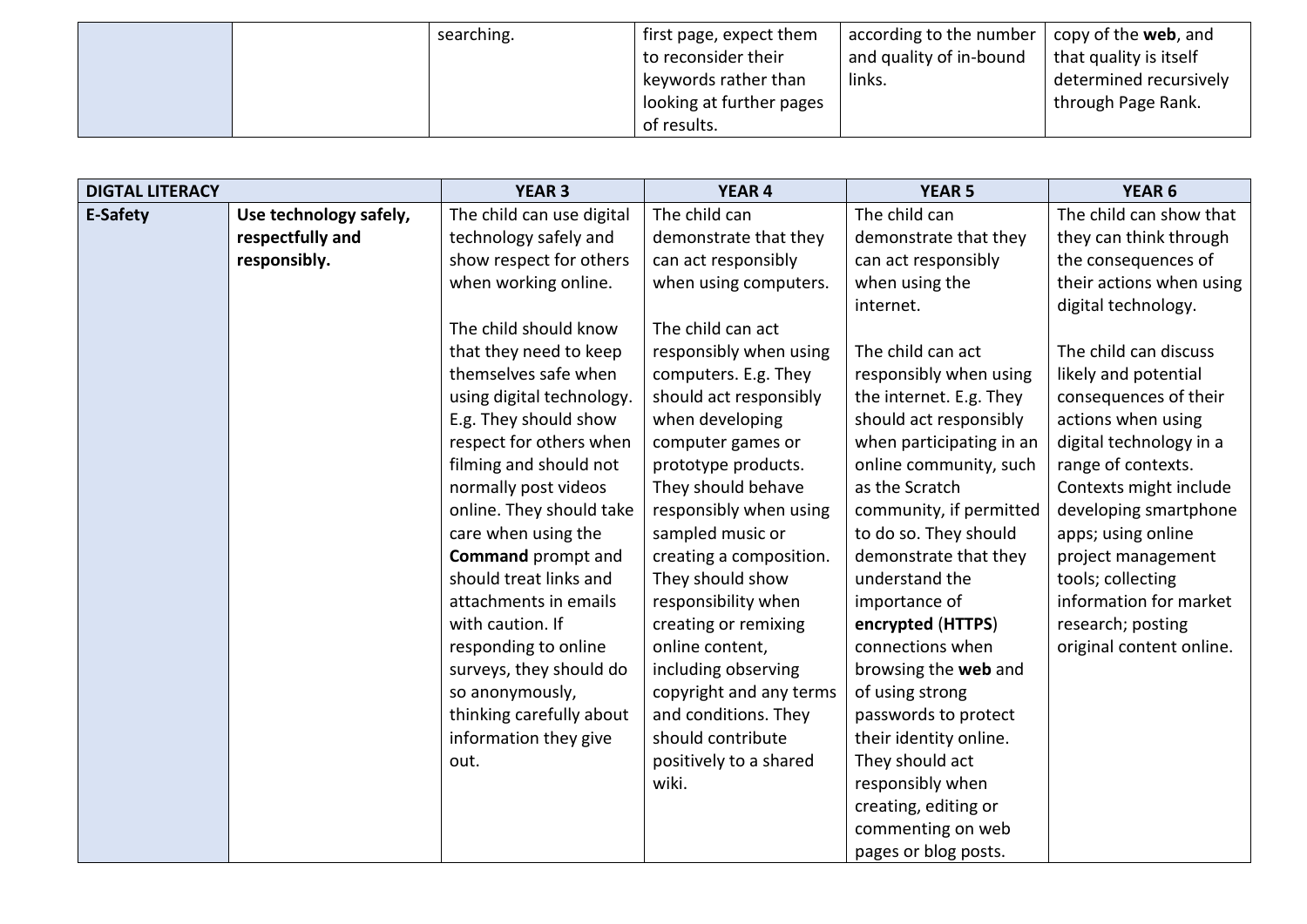| | | | | | |
|---|---|---|---|---|---|
| | | searching. | first page, expect them to reconsider their keywords rather than looking at further pages of results. | according to the number and quality of in-bound links. | copy of the **web**, and that quality is itself determined recursively through Page Rank. |

| DIGTAL LITERACY | | YEAR 3 | YEAR 4 | YEAR 5 | YEAR 6 |
|---|---|---|---|---|---|
| **E-Safety** | **Use technology safely, respectfully and responsibly.** | The child can use digital technology safely and show respect for others when working online.<br><br>The child should know that they need to keep themselves safe when using digital technology. E.g. They should show respect for others when filming and should not normally post videos online. They should take care when using the **Command** prompt and should treat links and attachments in emails with caution. If responding to online surveys, they should do so anonymously, thinking carefully about information they give out. | The child can demonstrate that they can act responsibly when using computers.<br><br>The child can act responsibly when using computers. E.g. They should act responsibly when developing computer games or prototype products. They should behave responsibly when using sampled music or creating a composition. They should show responsibility when creating or remixing online content, including observing copyright and any terms and conditions. They should contribute positively to a shared wiki. | The child can demonstrate that they can act responsibly when using the internet.<br><br>The child can act responsibly when using the internet. E.g. They should act responsibly when participating in an online community, such as the Scratch community, if permitted to do so. They should demonstrate that they understand the importance of **encrypted** (**HTTPS**) connections when browsing the **web** and of using strong passwords to protect their identity online. They should act responsibly when creating, editing or commenting on web pages or blog posts. | The child can show that they can think through the consequences of their actions when using digital technology.<br><br>The child can discuss likely and potential consequences of their actions when using digital technology in a range of contexts. Contexts might include developing smartphone apps; using online project management tools; collecting information for market research; posting original content online. |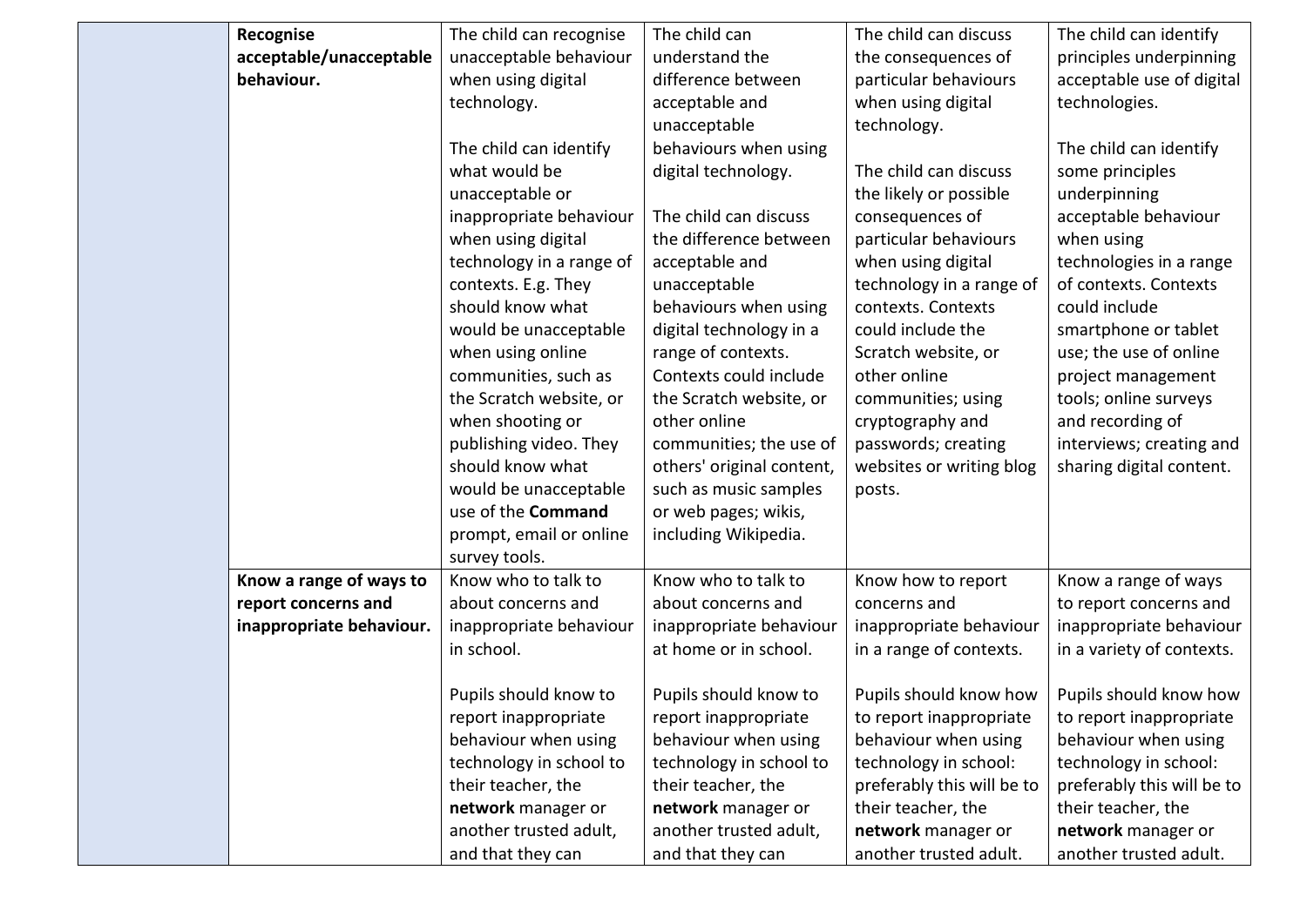| | | | | | |
|---|---|---|---|---|---|
| | **Recognise acceptable/unacceptable behaviour.** | The child can recognise unacceptable behaviour when using digital technology.<br><br>The child can identify what would be unacceptable or inappropriate behaviour when using digital technology in a range of contexts. E.g. They should know what would be unacceptable when using online communities, such as the Scratch website, or when shooting or publishing video. They should know what would be unacceptable use of the **Command** prompt, email or online survey tools. | The child can understand the difference between acceptable and unacceptable behaviours when using digital technology.<br><br>The child can discuss the difference between acceptable and unacceptable behaviours when using digital technology in a range of contexts. Contexts could include the Scratch website, or other online communities; the use of others' original content, such as music samples or web pages; wikis, including Wikipedia. | The child can discuss the consequences of particular behaviours when using digital technology.<br><br>The child can discuss the likely or possible consequences of particular behaviours when using digital technology in a range of contexts. Contexts could include the Scratch website, or other online communities; using cryptography and passwords; creating websites or writing blog posts. | The child can identify principles underpinning acceptable use of digital technologies.<br><br>The child can identify some principles underpinning acceptable behaviour when using technologies in a range of contexts. Contexts could include smartphone or tablet use; the use of online project management tools; online surveys and recording of interviews; creating and sharing digital content. |
| | **Know a range of ways to report concerns and inappropriate behaviour.** | Know who to talk to about concerns and inappropriate behaviour in school.<br><br>Pupils should know to report inappropriate behaviour when using technology in school to their teacher, the **network** manager or another trusted adult, and that they can | Know who to talk to about concerns and inappropriate behaviour at home or in school.<br><br>Pupils should know to report inappropriate behaviour when using technology in school to their teacher, the **network** manager or another trusted adult, and that they can | Know how to report concerns and inappropriate behaviour in a range of contexts.<br><br>Pupils should know how to report inappropriate behaviour when using technology in school: preferably this will be to their teacher, the **network** manager or another trusted adult. | Know a range of ways to report concerns and inappropriate behaviour in a variety of contexts.<br><br>Pupils should know how to report inappropriate behaviour when using technology in school: preferably this will be to their teacher, the **network** manager or another trusted adult. |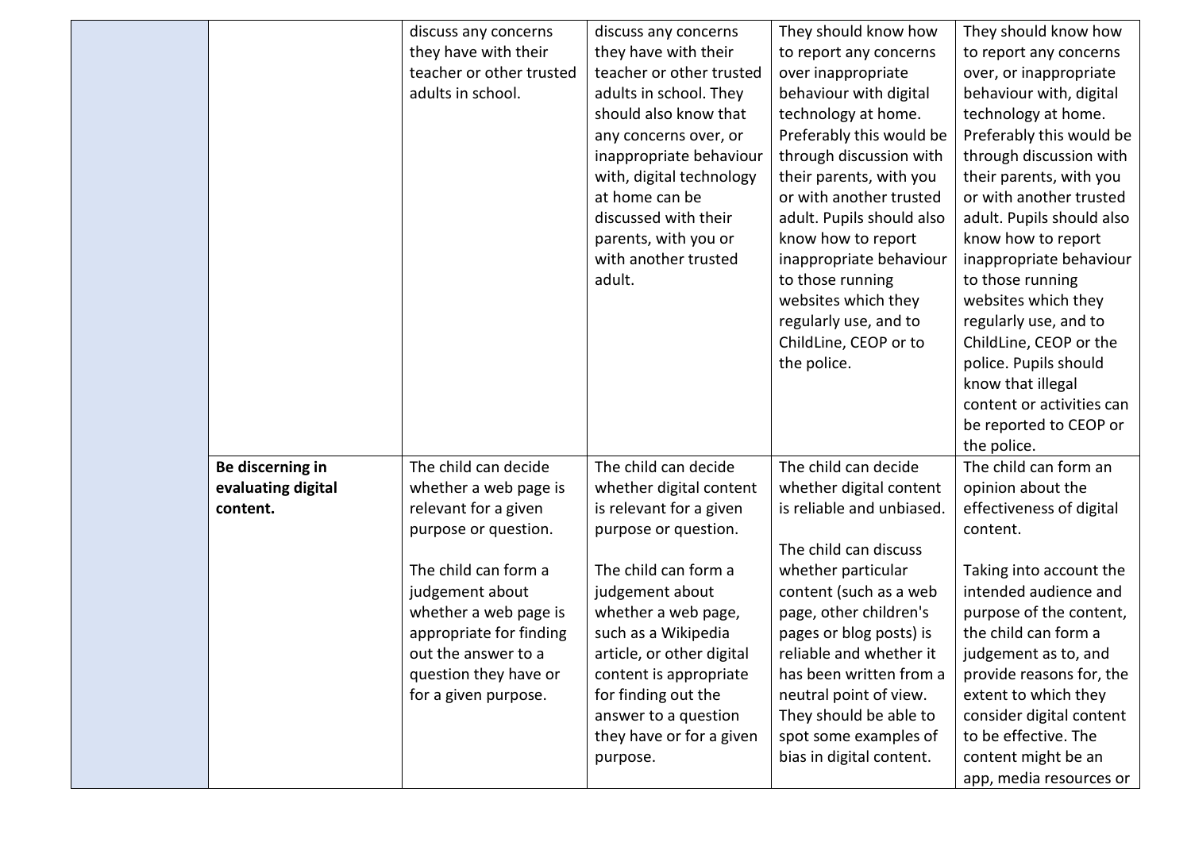| | | | | | |
|---|---|---|---|---|---|
| | | discuss any concerns they have with their teacher or other trusted adults in school. | discuss any concerns they have with their teacher or other trusted adults in school. They should also know that any concerns over, or inappropriate behaviour with, digital technology at home can be discussed with their parents, with you or with another trusted adult. | They should know how to report any concerns over inappropriate behaviour with digital technology at home. Preferably this would be through discussion with their parents, with you or with another trusted adult. Pupils should also know how to report inappropriate behaviour to those running websites which they regularly use, and to ChildLine, CEOP or to the police. | They should know how to report any concerns over, or inappropriate behaviour with, digital technology at home. Preferably this would be through discussion with their parents, with you or with another trusted adult. Pupils should also know how to report inappropriate behaviour to those running websites which they regularly use, and to ChildLine, CEOP or the police. Pupils should know that illegal content or activities can be reported to CEOP or the police. |
| | **Be discerning in evaluating digital content.** | The child can decide whether a web page is relevant for a given purpose or question.<br><br>The child can form a judgement about whether a web page is appropriate for finding out the answer to a question they have or for a given purpose. | The child can decide whether digital content is relevant for a given purpose or question.<br><br>The child can form a judgement about whether a web page, such as a Wikipedia article, or other digital content is appropriate for finding out the answer to a question they have or for a given purpose. | The child can decide whether digital content is reliable and unbiased.<br><br>The child can discuss whether particular content (such as a web page, other children's pages or blog posts) is reliable and whether it has been written from a neutral point of view. They should be able to spot some examples of bias in digital content. | The child can form an opinion about the effectiveness of digital content.<br><br>Taking into account the intended audience and purpose of the content, the child can form a judgement as to, and provide reasons for, the extent to which they consider digital content to be effective. The content might be an app, media resources or |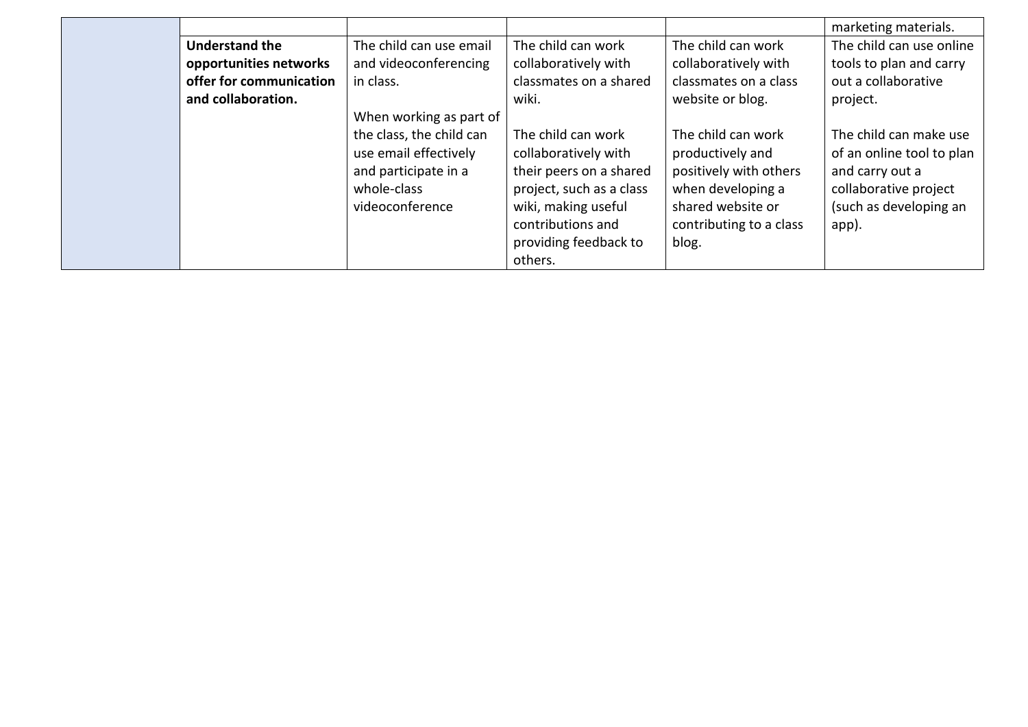| | | | | | |
|---|---|---|---|---|---|
| | | | | | marketing materials. |
| | **Understand the opportunities networks offer for communication and collaboration.** | The child can use email and videoconferencing in class.<br><br>When working as part of the class, the child can use email effectively and participate in a whole-class videoconference | The child can work collaboratively with classmates on a shared wiki.<br><br>The child can work collaboratively with their peers on a shared project, such as a class wiki, making useful contributions and providing feedback to others. | The child can work collaboratively with classmates on a class website or blog.<br><br>The child can work productively and positively with others when developing a shared website or contributing to a class blog. | The child can use online tools to plan and carry out a collaborative project.<br><br>The child can make use of an online tool to plan and carry out a collaborative project (such as developing an app). |